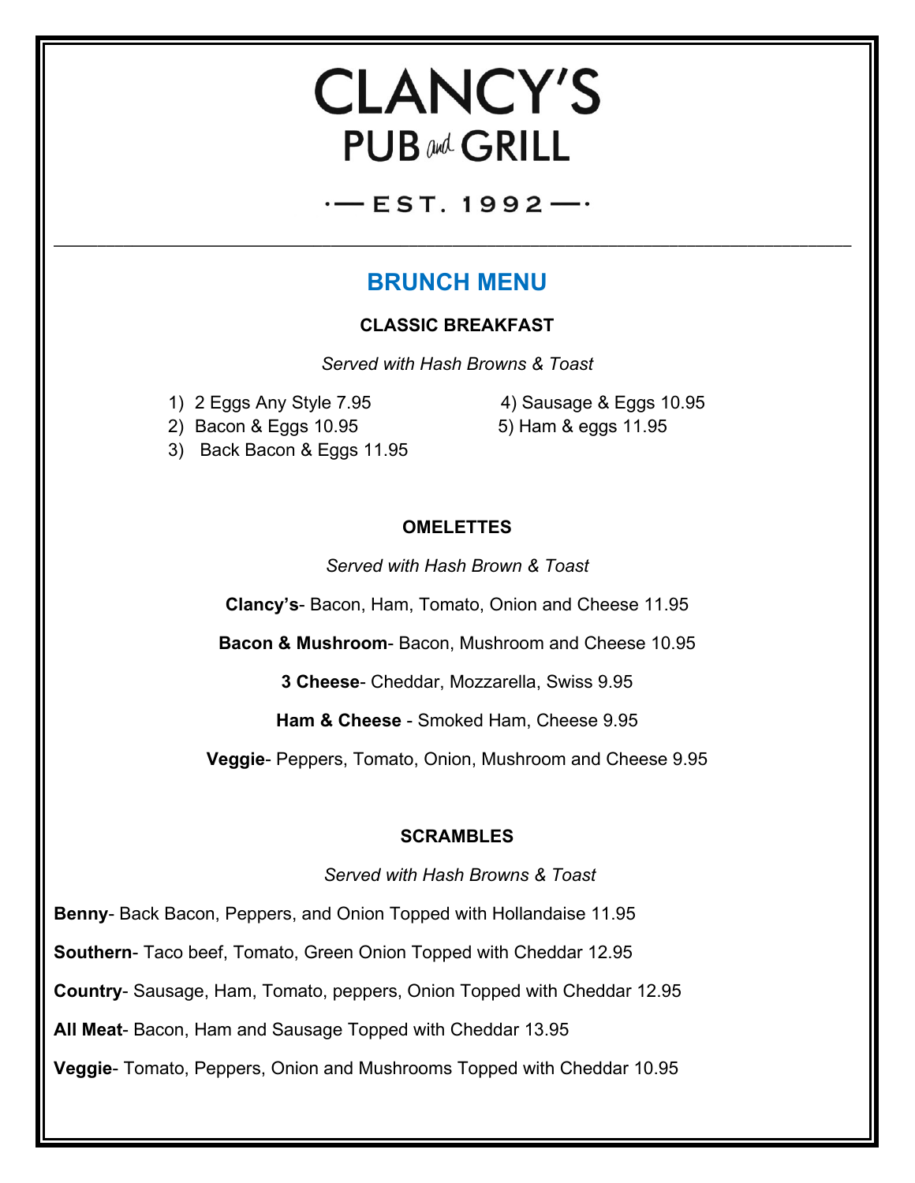# CLANCY'S
## PUB and GRILL

·— EST. 1992 —·

---

## BRUNCH MENU

### CLASSIC BREAKFAST

*Served with Hash Browns & Toast*

1) 2 Eggs Any Style 7.95
2) Bacon & Eggs 10.95
3) Back Bacon & Eggs 11.95
4) Sausage & Eggs 10.95
5) Ham & eggs 11.95

### OMELETTES

*Served with Hash Brown & Toast*

**Clancy's**- Bacon, Ham, Tomato, Onion and Cheese 11.95

**Bacon & Mushroom**- Bacon, Mushroom and Cheese 10.95

**3 Cheese**- Cheddar, Mozzarella, Swiss 9.95

**Ham & Cheese** - Smoked Ham, Cheese 9.95

**Veggie**- Peppers, Tomato, Onion, Mushroom and Cheese 9.95

### SCRAMBLES

*Served with Hash Browns & Toast*

**Benny**- Back Bacon, Peppers, and Onion Topped with Hollandaise 11.95

**Southern**- Taco beef, Tomato, Green Onion Topped with Cheddar 12.95

**Country**- Sausage, Ham, Tomato, peppers, Onion Topped with Cheddar 12.95

**All Meat**- Bacon, Ham and Sausage Topped with Cheddar 13.95

**Veggie**- Tomato, Peppers, Onion and Mushrooms Topped with Cheddar 10.95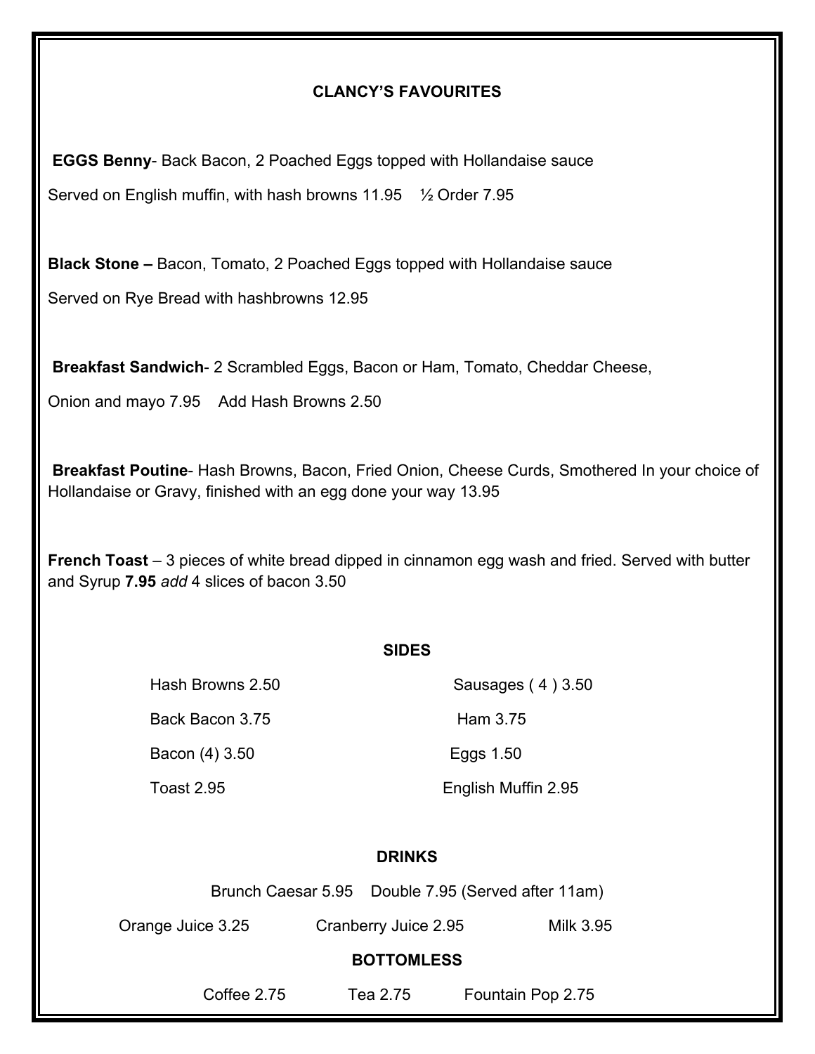## CLANCY'S FAVOURITES

**EGGS Benny**- Back Bacon, 2 Poached Eggs topped with Hollandaise sauce

Served on English muffin, with hash browns 11.95 ½ Order 7.95

**Black Stone –** Bacon, Tomato, 2 Poached Eggs topped with Hollandaise sauce

Served on Rye Bread with hashbrowns 12.95

**Breakfast Sandwich**- 2 Scrambled Eggs, Bacon or Ham, Tomato, Cheddar Cheese,

Onion and mayo 7.95 Add Hash Browns 2.50

**Breakfast Poutine**- Hash Browns, Bacon, Fried Onion, Cheese Curds, Smothered In your choice of Hollandaise or Gravy, finished with an egg done your way 13.95

**French Toast** – 3 pieces of white bread dipped in cinnamon egg wash and fried. Served with butter and Syrup **7.95** *add* 4 slices of bacon 3.50

## SIDES

Hash Browns 2.50

Sausages ( 4 ) 3.50

Back Bacon 3.75

Ham 3.75

Bacon (4) 3.50

Eggs 1.50

Toast 2.95

English Muffin 2.95

## DRINKS

Brunch Caesar 5.95 Double 7.95 (Served after 11am)

Orange Juice 3.25 Cranberry Juice 2.95 Milk 3.95

## BOTTOMLESS

Coffee 2.75 Tea 2.75 Fountain Pop 2.75